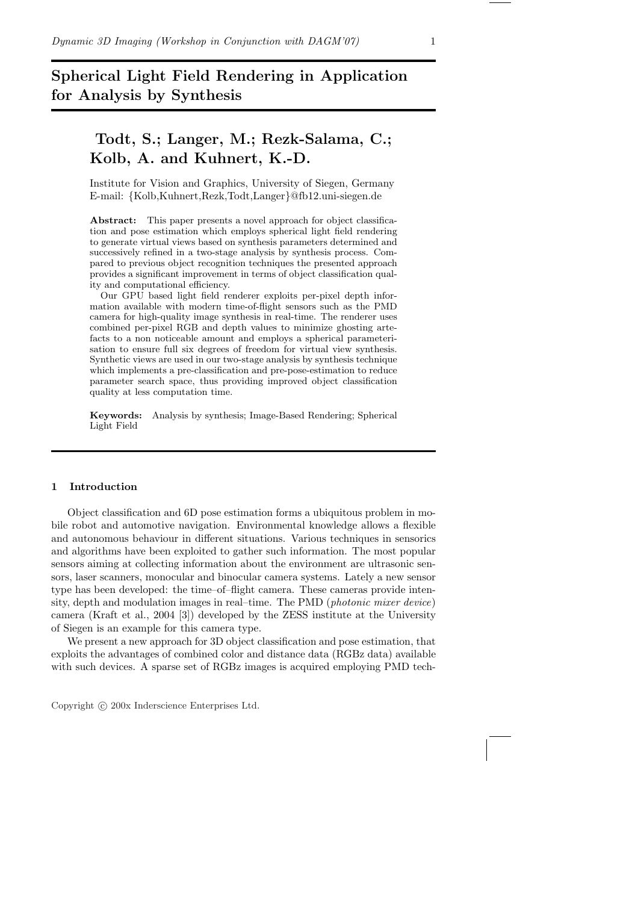# Spherical Light Field Rendering in Application for Analysis by Synthesis

## Todt, S.; Langer, M.; Rezk-Salama, C.; Kolb, A. and Kuhnert, K.-D.

Institute for Vision and Graphics, University of Siegen, Germany
E-mail: {Kolb,Kuhnert,Rezk,Todt,Langer}@fb12.uni-siegen.de

**Abstract:** This paper presents a novel approach for object classification and pose estimation which employs spherical light field rendering to generate virtual views based on synthesis parameters determined and successively refined in a two-stage analysis by synthesis process. Compared to previous object recognition techniques the presented approach provides a significant improvement in terms of object classification quality and computational efficiency.

Our GPU based light field renderer exploits per-pixel depth information available with modern time-of-flight sensors such as the PMD camera for high-quality image synthesis in real-time. The renderer uses combined per-pixel RGB and depth values to minimize ghosting artefacts to a non noticeable amount and employs a spherical parameterisation to ensure full six degrees of freedom for virtual view synthesis. Synthetic views are used in our two-stage analysis by synthesis technique which implements a pre-classification and pre-pose-estimation to reduce parameter search space, thus providing improved object classification quality at less computation time.

**Keywords:** Analysis by synthesis; Image-Based Rendering; Spherical Light Field

### 1 Introduction

Object classification and 6D pose estimation forms a ubiquitous problem in mobile robot and automotive navigation. Environmental knowledge allows a flexible and autonomous behaviour in different situations. Various techniques in sensorics and algorithms have been exploited to gather such information. The most popular sensors aiming at collecting information about the environment are ultrasonic sensors, laser scanners, monocular and binocular camera systems. Lately a new sensor type has been developed: the time–of–flight camera. These cameras provide intensity, depth and modulation images in real–time. The PMD (*photonic mixer device*) camera (Kraft et al., 2004 [3]) developed by the ZESS institute at the University of Siegen is an example for this camera type.

We present a new approach for 3D object classification and pose estimation, that exploits the advantages of combined color and distance data (RGBz data) available with such devices. A sparse set of RGBz images is acquired employing PMD tech-

Copyright © 200x Inderscience Enterprises Ltd.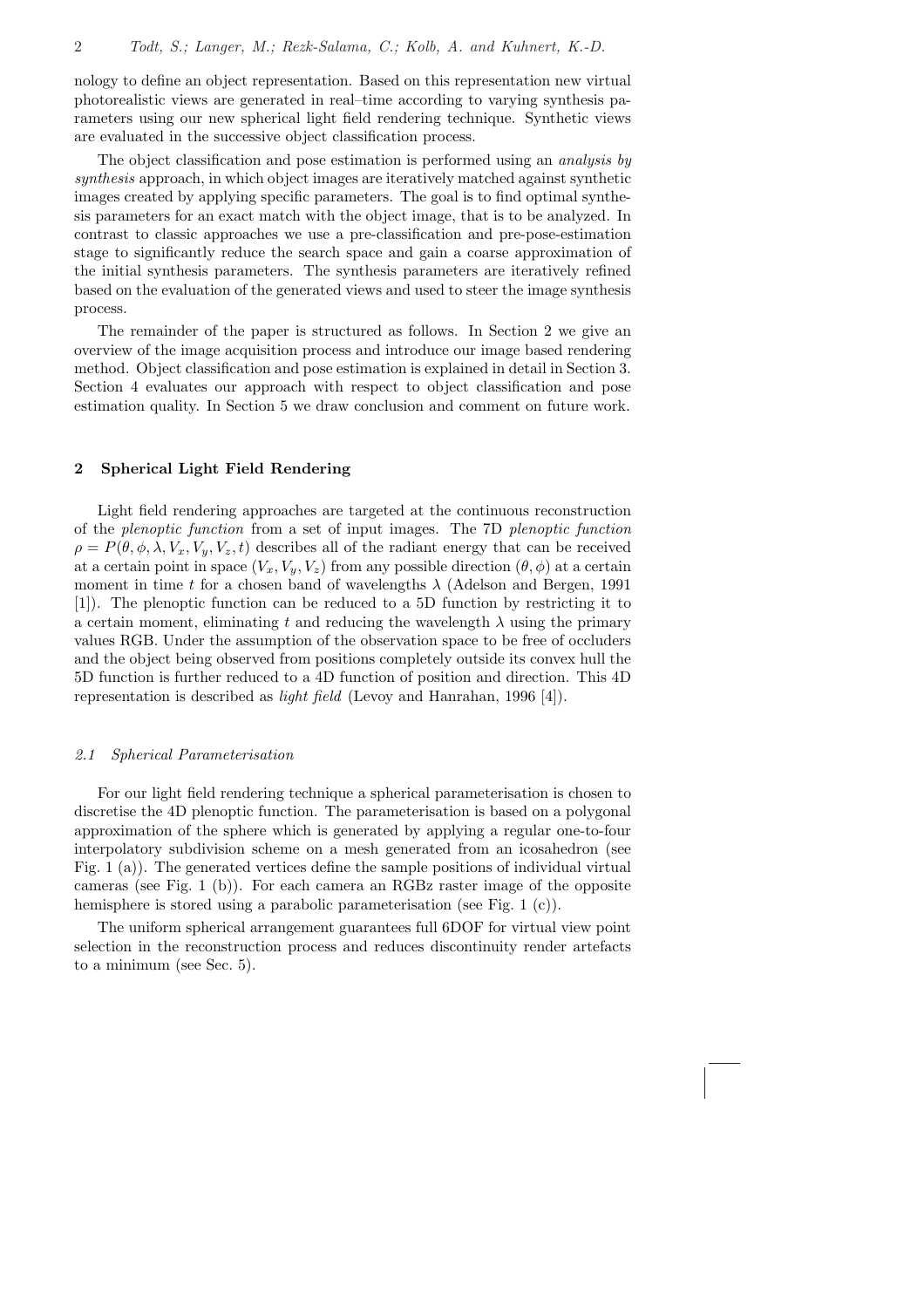nology to define an object representation. Based on this representation new virtual photorealistic views are generated in real–time according to varying synthesis parameters using our new spherical light field rendering technique. Synthetic views are evaluated in the successive object classification process.

The object classification and pose estimation is performed using an *analysis by synthesis* approach, in which object images are iteratively matched against synthetic images created by applying specific parameters. The goal is to find optimal synthesis parameters for an exact match with the object image, that is to be analyzed. In contrast to classic approaches we use a pre-classification and pre-pose-estimation stage to significantly reduce the search space and gain a coarse approximation of the initial synthesis parameters. The synthesis parameters are iteratively refined based on the evaluation of the generated views and used to steer the image synthesis process.

The remainder of the paper is structured as follows. In Section 2 we give an overview of the image acquisition process and introduce our image based rendering method. Object classification and pose estimation is explained in detail in Section 3. Section 4 evaluates our approach with respect to object classification and pose estimation quality. In Section 5 we draw conclusion and comment on future work.

## 2 Spherical Light Field Rendering

Light field rendering approaches are targeted at the continuous reconstruction of the *plenoptic function* from a set of input images. The 7D *plenoptic function* $\rho = P(\theta, \phi, \lambda, V_x, V_y, V_z, t)$ describes all of the radiant energy that can be received at a certain point in space $(V_x, V_y, V_z)$ from any possible direction $(\theta, \phi)$ at a certain moment in time $t$ for a chosen band of wavelengths $\lambda$ (Adelson and Bergen, 1991 [1]). The plenoptic function can be reduced to a 5D function by restricting it to a certain moment, eliminating $t$ and reducing the wavelength $\lambda$ using the primary values RGB. Under the assumption of the observation space to be free of occluders and the object being observed from positions completely outside its convex hull the 5D function is further reduced to a 4D function of position and direction. This 4D representation is described as *light field* (Levoy and Hanrahan, 1996 [4]).

### *2.1 Spherical Parameterisation*

For our light field rendering technique a spherical parameterisation is chosen to discretise the 4D plenoptic function. The parameterisation is based on a polygonal approximation of the sphere which is generated by applying a regular one-to-four interpolatory subdivision scheme on a mesh generated from an icosahedron (see Fig. 1 (a)). The generated vertices define the sample positions of individual virtual cameras (see Fig. 1 (b)). For each camera an RGBz raster image of the opposite hemisphere is stored using a parabolic parameterisation (see Fig. 1 (c)).

The uniform spherical arrangement guarantees full 6DOF for virtual view point selection in the reconstruction process and reduces discontinuity render artefacts to a minimum (see Sec. 5).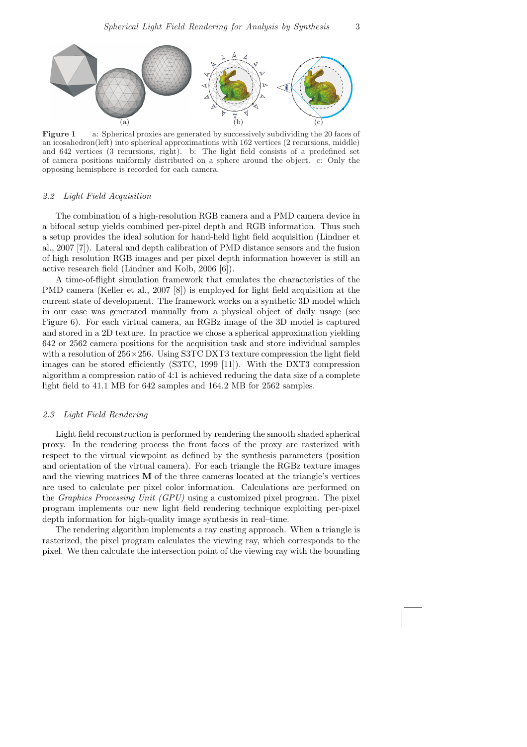**Figure 1** a: Spherical proxies are generated by successively subdividing the 20 faces of an icosahedron(left) into spherical approximations with 162 vertices (2 recursions, middle) and 642 vertices (3 recursions, right). b: The light field consists of a predefined set of camera positions uniformly distributed on a sphere around the object. c: Only the opposing hemisphere is recorded for each camera.

### *2.2 Light Field Acquisition*

The combination of a high-resolution RGB camera and a PMD camera device in a bifocal setup yields combined per-pixel depth and RGB information. Thus such a setup provides the ideal solution for hand-held light field acquisition (Lindner et al., 2007 [7]). Lateral and depth calibration of PMD distance sensors and the fusion of high resolution RGB images and per pixel depth information however is still an active research field (Lindner and Kolb, 2006 [6]).

A time-of-flight simulation framework that emulates the characteristics of the PMD camera (Keller et al., 2007 [8]) is employed for light field acquisition at the current state of development. The framework works on a synthetic 3D model which in our case was generated manually from a physical object of daily usage (see Figure 6). For each virtual camera, an RGBz image of the 3D model is captured and stored in a 2D texture. In practice we chose a spherical approximation yielding 642 or 2562 camera positions for the acquisition task and store individual samples with a resolution of $256 \times 256$. Using S3TC DXT3 texture compression the light field images can be stored efficiently (S3TC, 1999 [11]). With the DXT3 compression algorithm a compression ratio of 4:1 is achieved reducing the data size of a complete light field to 41.1 MB for 642 samples and 164.2 MB for 2562 samples.

### *2.3 Light Field Rendering*

Light field reconstruction is performed by rendering the smooth shaded spherical proxy. In the rendering process the front faces of the proxy are rasterized with respect to the virtual viewpoint as defined by the synthesis parameters (position and orientation of the virtual camera). For each triangle the RGBz texture images and the viewing matrices $\mathbf{M}$ of the three cameras located at the triangle's vertices are used to calculate per pixel color information. Calculations are performed on the *Graphics Processing Unit (GPU)* using a customized pixel program. The pixel program implements our new light field rendering technique exploiting per-pixel depth information for high-quality image synthesis in real–time.

The rendering algorithm implements a ray casting approach. When a triangle is rasterized, the pixel program calculates the viewing ray, which corresponds to the pixel. We then calculate the intersection point of the viewing ray with the bounding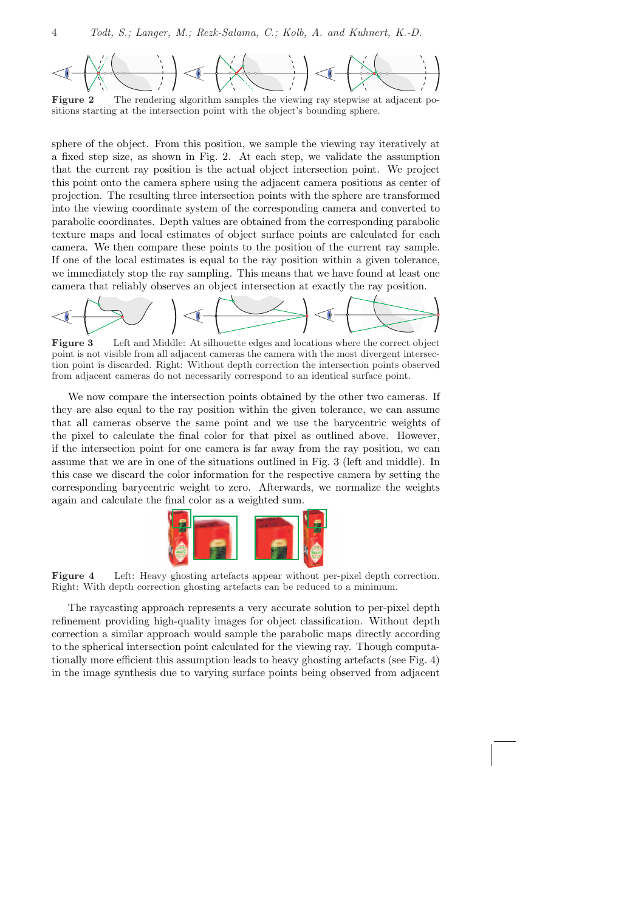**Figure 2** The rendering algorithm samples the viewing ray stepwise at adjacent positions starting at the intersection point with the object's bounding sphere.

sphere of the object. From this position, we sample the viewing ray iteratively at a fixed step size, as shown in Fig. 2. At each step, we validate the assumption that the current ray position is the actual object intersection point. We project this point onto the camera sphere using the adjacent camera positions as center of projection. The resulting three intersection points with the sphere are transformed into the viewing coordinate system of the corresponding camera and converted to parabolic coordinates. Depth values are obtained from the corresponding parabolic texture maps and local estimates of object surface points are calculated for each camera. We then compare these points to the position of the current ray sample. If one of the local estimates is equal to the ray position within a given tolerance, we immediately stop the ray sampling. This means that we have found at least one camera that reliably observes an object intersection at exactly the ray position.

**Figure 3** Left and Middle: At silhouette edges and locations where the correct object point is not visible from all adjacent cameras the camera with the most divergent intersection point is discarded. Right: Without depth correction the intersection points observed from adjacent cameras do not necessarily correspond to an identical surface point.

We now compare the intersection points obtained by the other two cameras. If they are also equal to the ray position within the given tolerance, we can assume that all cameras observe the same point and we use the barycentric weights of the pixel to calculate the final color for that pixel as outlined above. However, if the intersection point for one camera is far away from the ray position, we can assume that we are in one of the situations outlined in Fig. 3 (left and middle). In this case we discard the color information for the respective camera by setting the corresponding barycentric weight to zero. Afterwards, we normalize the weights again and calculate the color as a weighted sum.

**Figure 4** Left: Heavy ghosting artefacts appear without per-pixel depth correction. Right: With depth correction ghosting artefacts can be reduced to a minimum.

The raycasting approach represents a very accurate solution to per-pixel depth refinement providing high-quality images for object classification. Without depth correction a similar approach would sample the parabolic maps directly according to the spherical intersection point calculated for the viewing ray. Though computationally more efficient this assumption leads to heavy ghosting artefacts (see Fig. 4) in the image synthesis due to varying surface points being observed from adjacent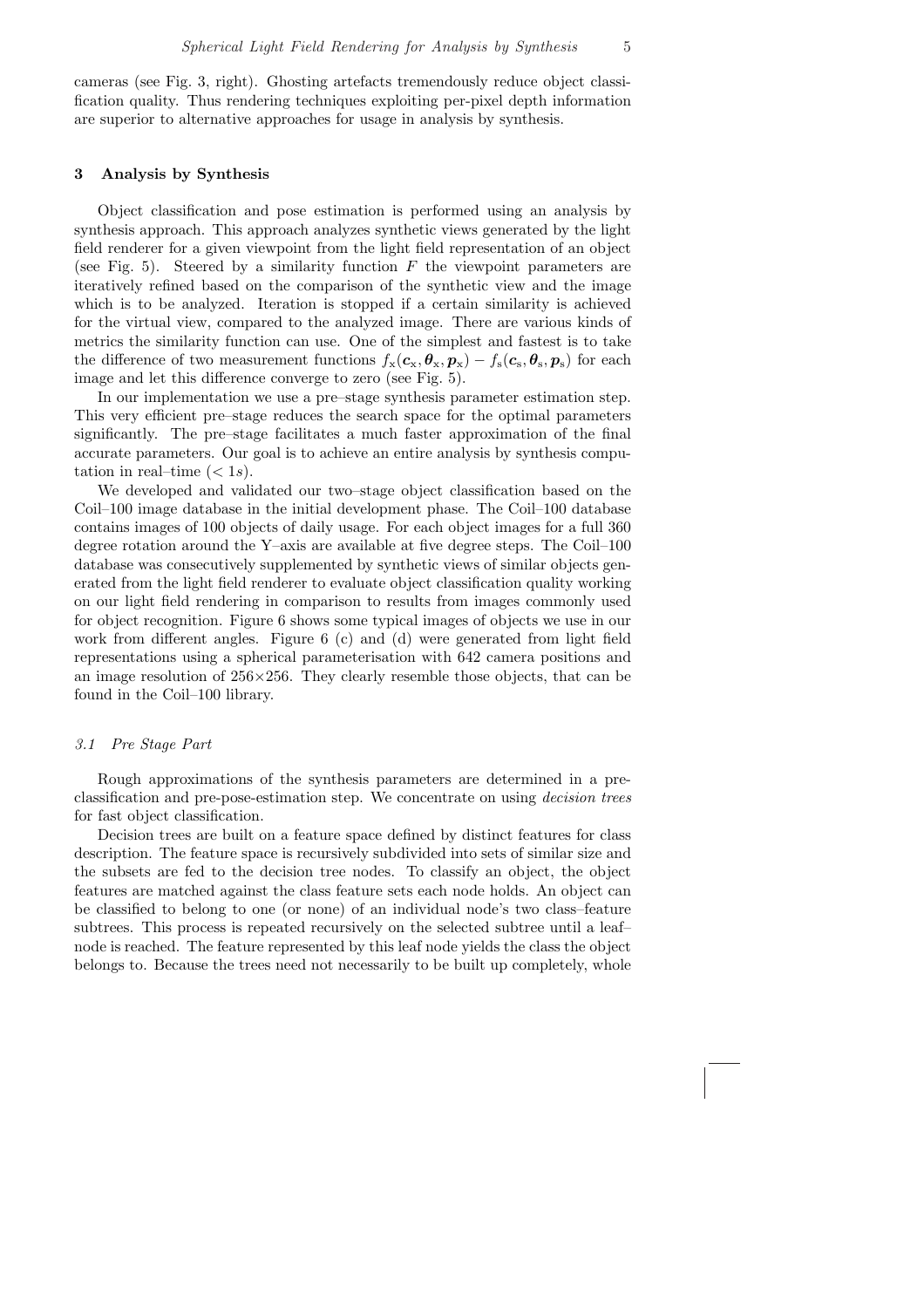cameras (see Fig. 3, right). Ghosting artefacts tremendously reduce object classification quality. Thus rendering techniques exploiting per-pixel depth information are superior to alternative approaches for usage in analysis by synthesis.

## 3 Analysis by Synthesis

Object classification and pose estimation is performed using an analysis by synthesis approach. This approach analyzes synthetic views generated by the light field renderer for a given viewpoint from the light field representation of an object (see Fig. 5). Steered by a similarity function $F$ the viewpoint parameters are iteratively refined based on the comparison of the synthetic view and the image which is to be analyzed. Iteration is stopped if a certain similarity is achieved for the virtual view, compared to the analyzed image. There are various kinds of metrics the similarity function can use. One of the simplest and fastest is to take the difference of two measurement functions $f_{\mathrm{x}}(\boldsymbol{c}_{\mathrm{x}}, \boldsymbol{\theta}_{\mathrm{x}}, \boldsymbol{p}_{\mathrm{x}}) - f_{\mathrm{s}}(\boldsymbol{c}_{\mathrm{s}}, \boldsymbol{\theta}_{\mathrm{s}}, \boldsymbol{p}_{\mathrm{s}})$ for each image and let this difference converge to zero (see Fig. 5).

In our implementation we use a pre–stage synthesis parameter estimation step. This very efficient pre–stage reduces the search space for the optimal parameters significantly. The pre–stage facilitates a much faster approximation of the final accurate parameters. Our goal is to achieve an entire analysis by synthesis computation in real–time ($< 1s$).

We developed and validated our two–stage object classification based on the Coil–100 image database in the initial development phase. The Coil–100 database contains images of 100 objects of daily usage. For each object images for a full 360 degree rotation around the Y–axis are available at five degree steps. The Coil–100 database was consecutively supplemented by synthetic views of similar objects generated from the light field renderer to evaluate object classification quality working on our light field rendering in comparison to results from images commonly used for object recognition. Figure 6 shows some typical images of objects we use in our work from different angles. Figure 6 (c) and (d) were generated from light field representations using a spherical parameterisation with 642 camera positions and an image resolution of 256×256. They clearly resemble those objects, that can be found in the Coil–100 library.

### 3.1 Pre Stage Part

Rough approximations of the synthesis parameters are determined in a pre-classification and pre-pose-estimation step. We concentrate on using *decision trees* for fast object classification.

Decision trees are built on a feature space defined by distinct features for class description. The feature space is recursively subdivided into sets of similar size and the subsets are fed to the decision tree nodes. To classify an object, the object features are matched against the class feature sets each node holds. An object can be classified to belong to one (or none) of an individual node's two class–feature subtrees. This process is repeated recursively on the selected subtree until a leaf–node is reached. The feature represented by this leaf node yields the class the object belongs to. Because the trees need not necessarily to be built up completely, whole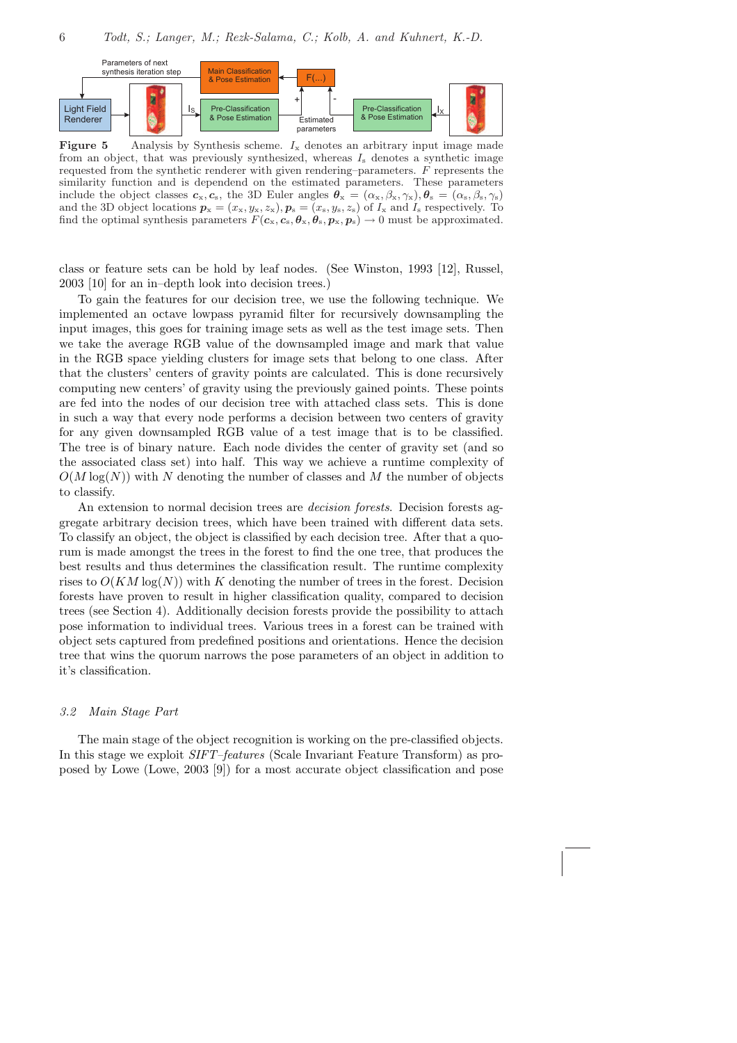**Figure 5** Analysis by Synthesis scheme. $I_\mathrm{x}$ denotes an arbitrary input image made from an object, that was previously synthesized, whereas $I_\mathrm{s}$ denotes a synthetic image requested from the synthetic renderer with given rendering–parameters. $F$ represents the similarity function and is dependend on the estimated parameters. These parameters include the object classes $\boldsymbol{c}_\mathrm{x}, \boldsymbol{c}_\mathrm{s}$, the 3D Euler angles $\boldsymbol{\theta}_\mathrm{x} = (\alpha_\mathrm{x}, \beta_\mathrm{x}, \gamma_\mathrm{x}), \boldsymbol{\theta}_\mathrm{s} = (\alpha_\mathrm{s}, \beta_\mathrm{s}, \gamma_\mathrm{s})$ and the 3D object locations $\boldsymbol{p}_\mathrm{x} = (x_\mathrm{x}, y_\mathrm{x}, z_\mathrm{x}), \boldsymbol{p}_\mathrm{s} = (x_\mathrm{s}, y_\mathrm{s}, z_\mathrm{s})$ of $I_\mathrm{x}$ and $I_\mathrm{s}$ respectively. To find the optimal synthesis parameters $F(\boldsymbol{c}_\mathrm{x}, \boldsymbol{c}_\mathrm{s}, \boldsymbol{\theta}_\mathrm{x}, \boldsymbol{\theta}_\mathrm{s}, \boldsymbol{p}_\mathrm{x}, \boldsymbol{p}_\mathrm{s}) \rightarrow 0$ must be approximated.

class or feature sets can be hold by leaf nodes. (See Winston, 1993 [12], Russel, 2003 [10] for an in–depth look into decision trees.)

To gain the features for our decision tree, we use the following technique. We implemented an octave lowpass pyramid filter for recursively downsampling the input images, this goes for training image sets as well as the test image sets. Then we take the average RGB value of the downsampled image and mark that value in the RGB space yielding clusters for image sets that belong to one class. After that the clusters' centers of gravity points are calculated. This is done recursively computing new centers' of gravity using the previously gained points. These points are fed into the nodes of our decision tree with attached class sets. This is done in such a way that every node performs a decision between two centers of gravity for any given downsampled RGB value of a test image that is to be classified. The tree is of binary nature. Each node divides the center of gravity set (and so the associated class set) into half. This way we achieve a runtime complexity of $O(M \log(N))$ with $N$ denoting the number of classes and $M$ the number of objects to classify.

An extension to normal decision trees are *decision forests*. Decision forests aggregate arbitrary decision trees, which have been trained with different data sets. To classify an object, the object is classified by each decision tree. After that a quorum is made amongst the trees in the forest to find the one tree, that produces the best results and thus determines the classification result. The runtime complexity rises to $O(KM \log(N))$ with $K$ denoting the number of trees in the forest. Decision forests have proven to result in higher classification quality, compared to decision trees (see Section 4). Additionally decision forests provide the possibility to attach pose information to individual trees. Various trees in a forest can be trained with object sets captured from predefined positions and orientations. Hence the decision tree that wins the quorum narrows the pose parameters of an object in addition to it's classification.

### *3.2 Main Stage Part*

The main stage of the object recognition is working on the pre-classified objects. In this stage we exploit *SIFT–features* (Scale Invariant Feature Transform) as proposed by Lowe (Lowe, 2003 [9]) for a most accurate object classification and pose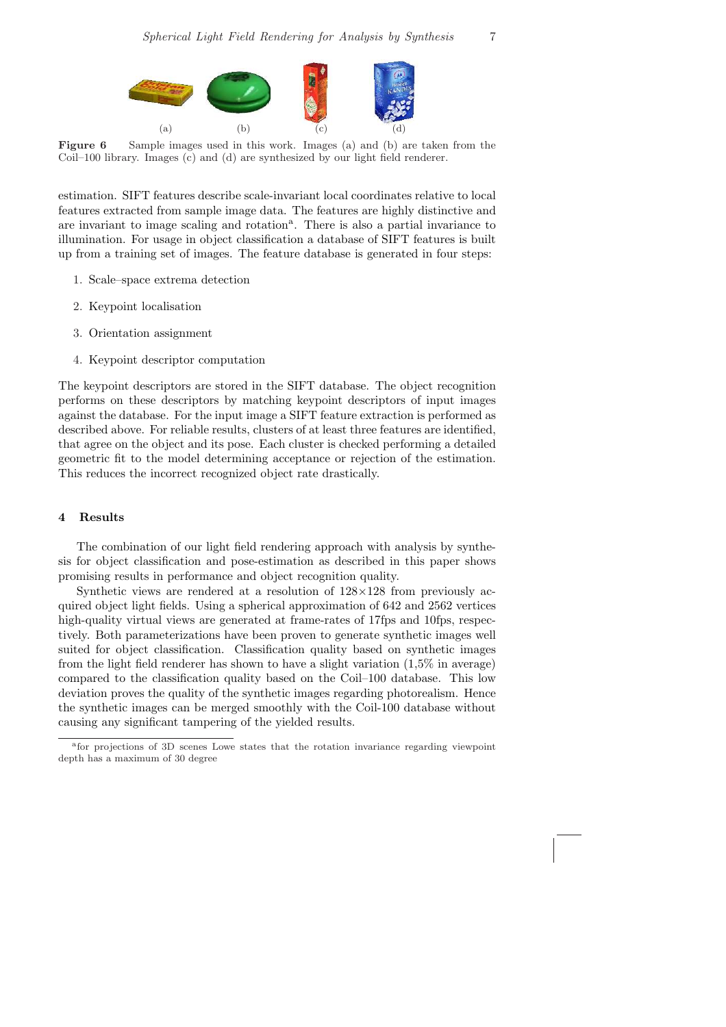(a) (b) (c) (d)

**Figure 6** Sample images used in this work. Images (a) and (b) are taken from the Coil–100 library. Images (c) and (d) are synthesized by our light field renderer.

estimation. SIFT features describe scale-invariant local coordinates relative to local features extracted from sample image data. The features are highly distinctive and are invariant to image scaling and rotation[a]. There is also a partial invariance to illumination. For usage in object classification a database of SIFT features is built up from a training set of images. The feature database is generated in four steps:

1. Scale–space extrema detection
2. Keypoint localisation
3. Orientation assignment
4. Keypoint descriptor computation

The keypoint descriptors are stored in the SIFT database. The object recognition performs on these descriptors by matching keypoint descriptors of input images against the database. For the input image a SIFT feature extraction is performed as described above. For reliable results, clusters of at least three features are identified, that agree on the object and its pose. Each cluster is checked performing a detailed geometric fit to the model determining acceptance or rejection of the estimation. This reduces the incorrect recognized object rate drastically.

## 4 Results

The combination of our light field rendering approach with analysis by synthesis for object classification and pose-estimation as described in this paper shows promising results in performance and object recognition quality.

Synthetic views are rendered at a resolution of 128×128 from previously acquired object light fields. Using a spherical approximation of 642 and 2562 vertices high-quality virtual views are generated at frame-rates of 17fps and 10fps, respectively. Both parameterizations have been proven to generate synthetic images well suited for object classification. Classification quality based on synthetic images from the light field renderer has shown to have a slight variation (1,5% in average) compared to the classification quality based on the Coil–100 database. This low deviation proves the quality of the synthetic images regarding photorealism. Hence the synthetic images can be merged smoothly with the Coil-100 database without causing any significant tampering of the yielded results.

[a] for projections of 3D scenes Lowe states that the rotation invariance regarding viewpoint depth has a maximum of 30 degree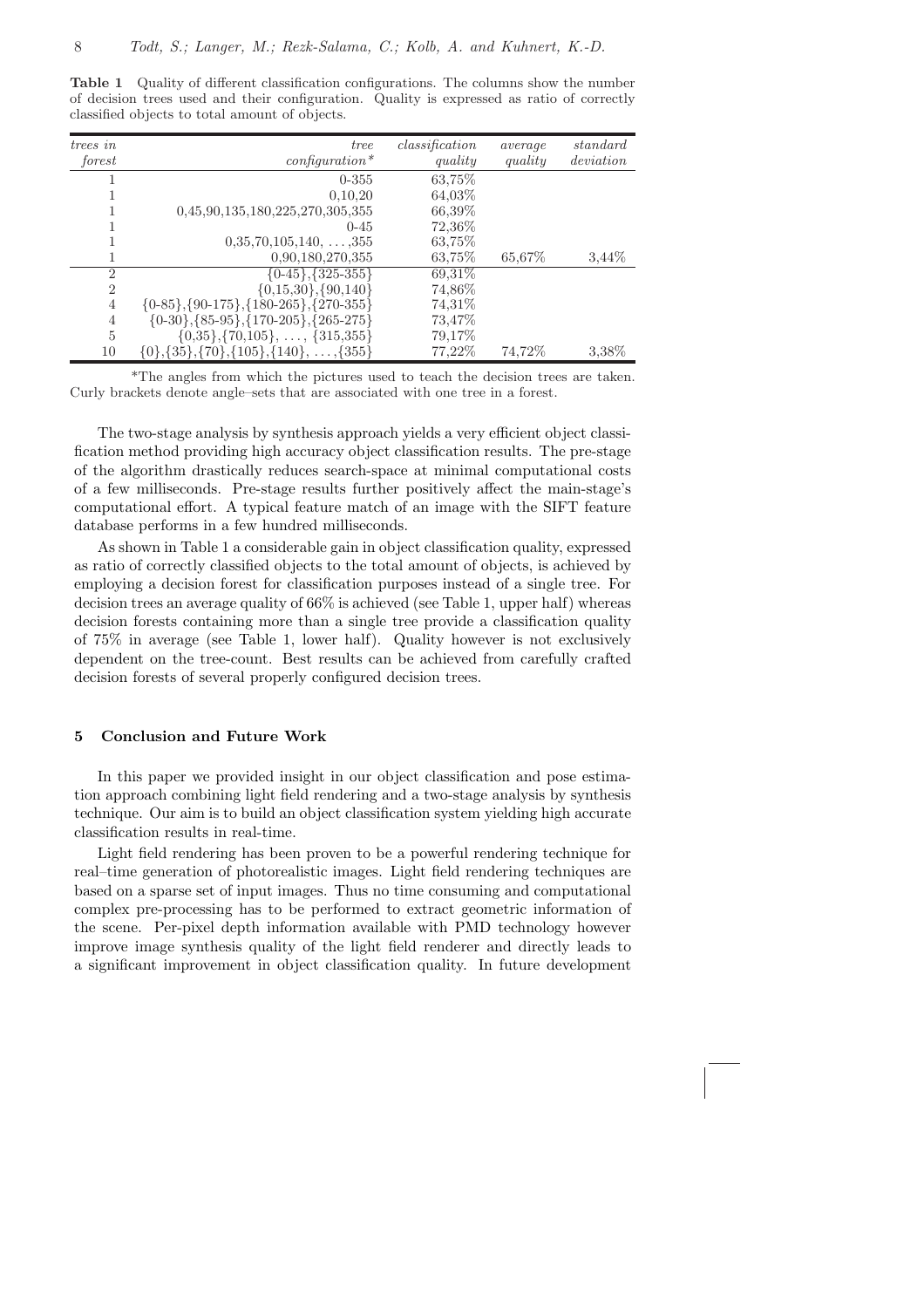**Table 1** Quality of different classification configurations. The columns show the number of decision trees used and their configuration. Quality is expressed as ratio of correctly classified objects to total amount of objects.

| *trees in forest* | *tree configuration\** | *classification quality* | *average quality* | *standard deviation* |
|---|---|---|---|---|
| 1 | 0-355 | 63,75% | | |
| 1 | 0,10,20 | 64,03% | | |
| 1 | 0,45,90,135,180,225,270,305,355 | 66,39% | | |
| 1 | 0-45 | 72,36% | | |
| 1 | 0,35,70,105,140, …,355 | 63,75% | | |
| 1 | 0,90,180,270,355 | 63,75% | 65,67% | 3,44% |
| 2 | {0-45},{325-355} | 69,31% | | |
| 2 | {0,15,30},{90,140} | 74,86% | | |
| 4 | {0-85},{90-175},{180-265},{270-355} | 74,31% | | |
| 4 | {0-30},{85-95},{170-205},{265-275} | 73,47% | | |
| 5 | {0,35},{70,105}, …, {315,355} | 79,17% | | |
| 10 | {0},{35},{70},{105},{140}, …,{355} | 77,22% | 74,72% | 3,38% |

\*The angles from which the pictures used to teach the decision trees are taken. Curly brackets denote angle–sets that are associated with one tree in a forest.

The two-stage analysis by synthesis approach yields a very efficient object classification method providing high accuracy object classification results. The pre-stage of the algorithm drastically reduces search-space at minimal computational costs of a few milliseconds. Pre-stage results further positively affect the main-stage's computational effort. A typical feature match of an image with the SIFT feature database performs in a few hundred milliseconds.

As shown in Table 1 a considerable gain in object classification quality, expressed as ratio of correctly classified objects to the total amount of objects, is achieved by employing a decision forest for classification purposes instead of a single tree. For decision trees an average quality of 66% is achieved (see Table 1, upper half) whereas decision forests containing more than a single tree provide a classification quality of 75% in average (see Table 1, lower half). Quality however is not exclusively dependent on the tree-count. Best results can be achieved from carefully crafted decision forests of several properly configured decision trees.

## 5 Conclusion and Future Work

In this paper we provided insight in our object classification and pose estimation approach combining light field rendering and a two-stage analysis by synthesis technique. Our aim is to build an object classification system yielding high accurate classification results in real-time.

Light field rendering has been proven to be a powerful rendering technique for real–time generation of photorealistic images. Light field rendering techniques are based on a sparse set of input images. Thus no time consuming and computational complex pre-processing has to be performed to extract geometric information of the scene. Per-pixel depth information available with PMD technology however improve image synthesis quality of the light field renderer and directly leads to a significant improvement in object classification quality. In future development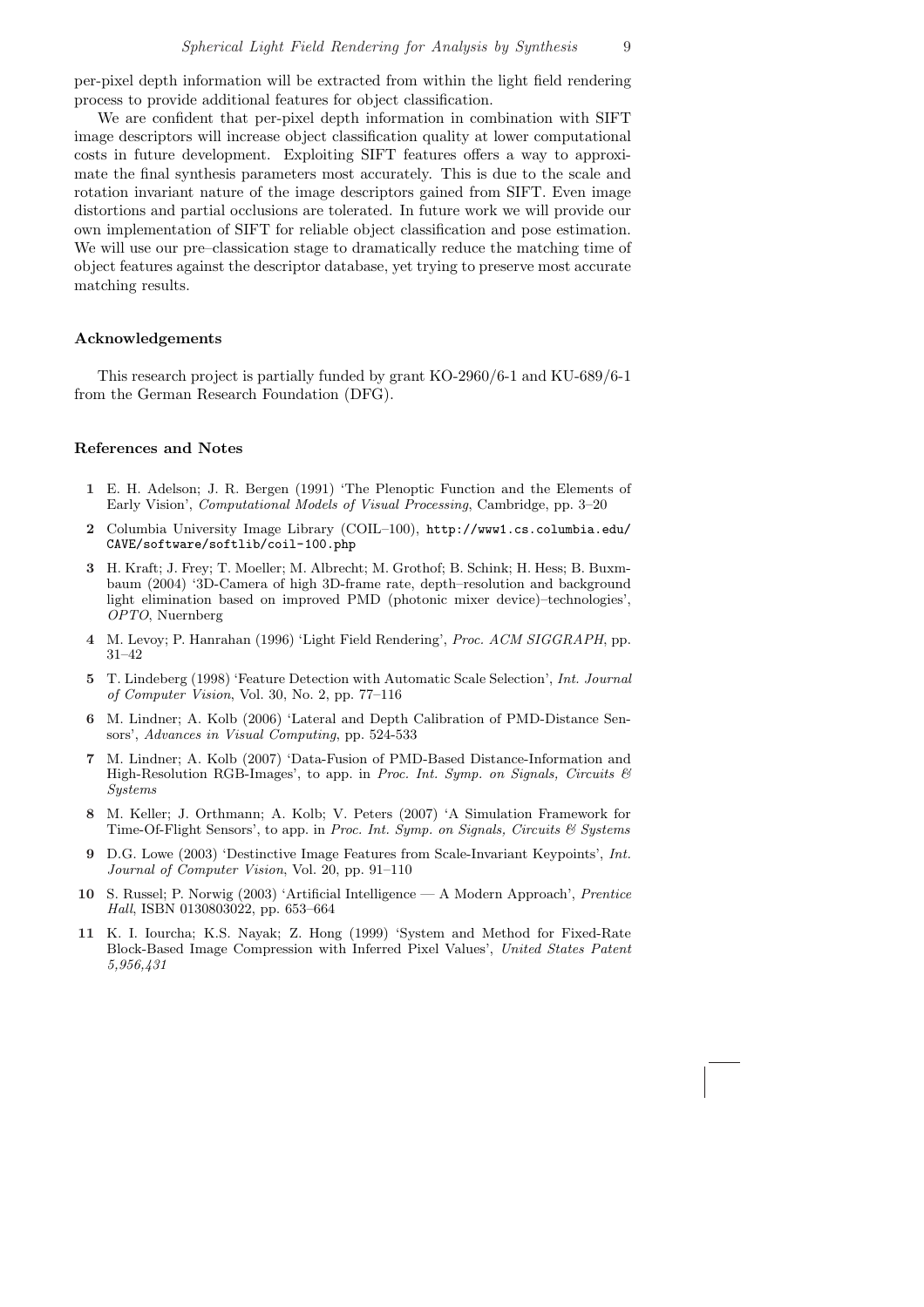per-pixel depth information will be extracted from within the light field rendering process to provide additional features for object classification.

We are confident that per-pixel depth information in combination with SIFT image descriptors will increase object classification quality at lower computational costs in future development. Exploiting SIFT features offers a way to approximate the final synthesis parameters most accurately. This is due to the scale and rotation invariant nature of the image descriptors gained from SIFT. Even image distortions and partial occlusions are tolerated. In future work we will provide our own implementation of SIFT for reliable object classification and pose estimation. We will use our pre–classication stage to dramatically reduce the matching time of object features against the descriptor database, yet trying to preserve most accurate matching results.

### Acknowledgements

This research project is partially funded by grant KO-2960/6-1 and KU-689/6-1 from the German Research Foundation (DFG).

### References and Notes

**1** E. H. Adelson; J. R. Bergen (1991) 'The Plenoptic Function and the Elements of Early Vision', *Computational Models of Visual Processing*, Cambridge, pp. 3–20

**2** Columbia University Image Library (COIL–100), `http://www1.cs.columbia.edu/CAVE/software/softlib/coil-100.php`

**3** H. Kraft; J. Frey; T. Moeller; M. Albrecht; M. Grothof; B. Schink; H. Hess; B. Buxmbaum (2004) '3D-Camera of high 3D-frame rate, depth–resolution and background light elimination based on improved PMD (photonic mixer device)–technologies', *OPTO*, Nuernberg

**4** M. Levoy; P. Hanrahan (1996) 'Light Field Rendering', *Proc. ACM SIGGRAPH*, pp. 31–42

**5** T. Lindeberg (1998) 'Feature Detection with Automatic Scale Selection', *Int. Journal of Computer Vision*, Vol. 30, No. 2, pp. 77–116

**6** M. Lindner; A. Kolb (2006) 'Lateral and Depth Calibration of PMD-Distance Sensors', *Advances in Visual Computing*, pp. 524-533

**7** M. Lindner; A. Kolb (2007) 'Data-Fusion of PMD-Based Distance-Information and High-Resolution RGB-Images', to app. in *Proc. Int. Symp. on Signals, Circuits & Systems*

**8** M. Keller; J. Orthmann; A. Kolb; V. Peters (2007) 'A Simulation Framework for Time-Of-Flight Sensors', to app. in *Proc. Int. Symp. on Signals, Circuits & Systems*

**9** D.G. Lowe (2003) 'Destinctive Image Features from Scale-Invariant Keypoints', *Int. Journal of Computer Vision*, Vol. 20, pp. 91–110

**10** S. Russel; P. Norwig (2003) 'Artificial Intelligence — A Modern Approach', *Prentice Hall*, ISBN 0130803022, pp. 653–664

**11** K. I. Iourcha; K.S. Nayak; Z. Hong (1999) 'System and Method for Fixed-Rate Block-Based Image Compression with Inferred Pixel Values', *United States Patent 5,956,431*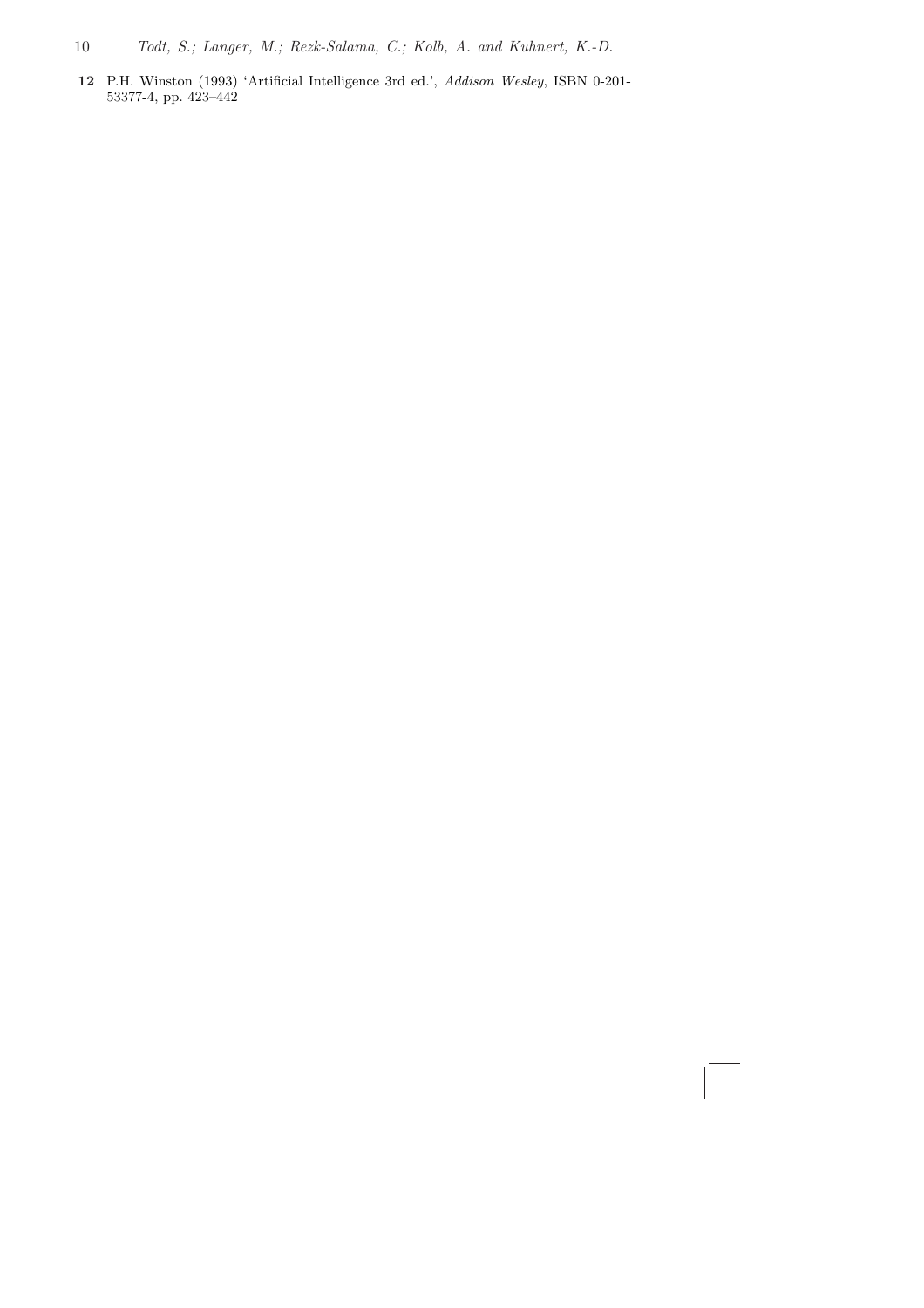**12** P.H. Winston (1993) 'Artificial Intelligence 3rd ed.', *Addison Wesley*, ISBN 0-201-53377-4, pp. 423–442